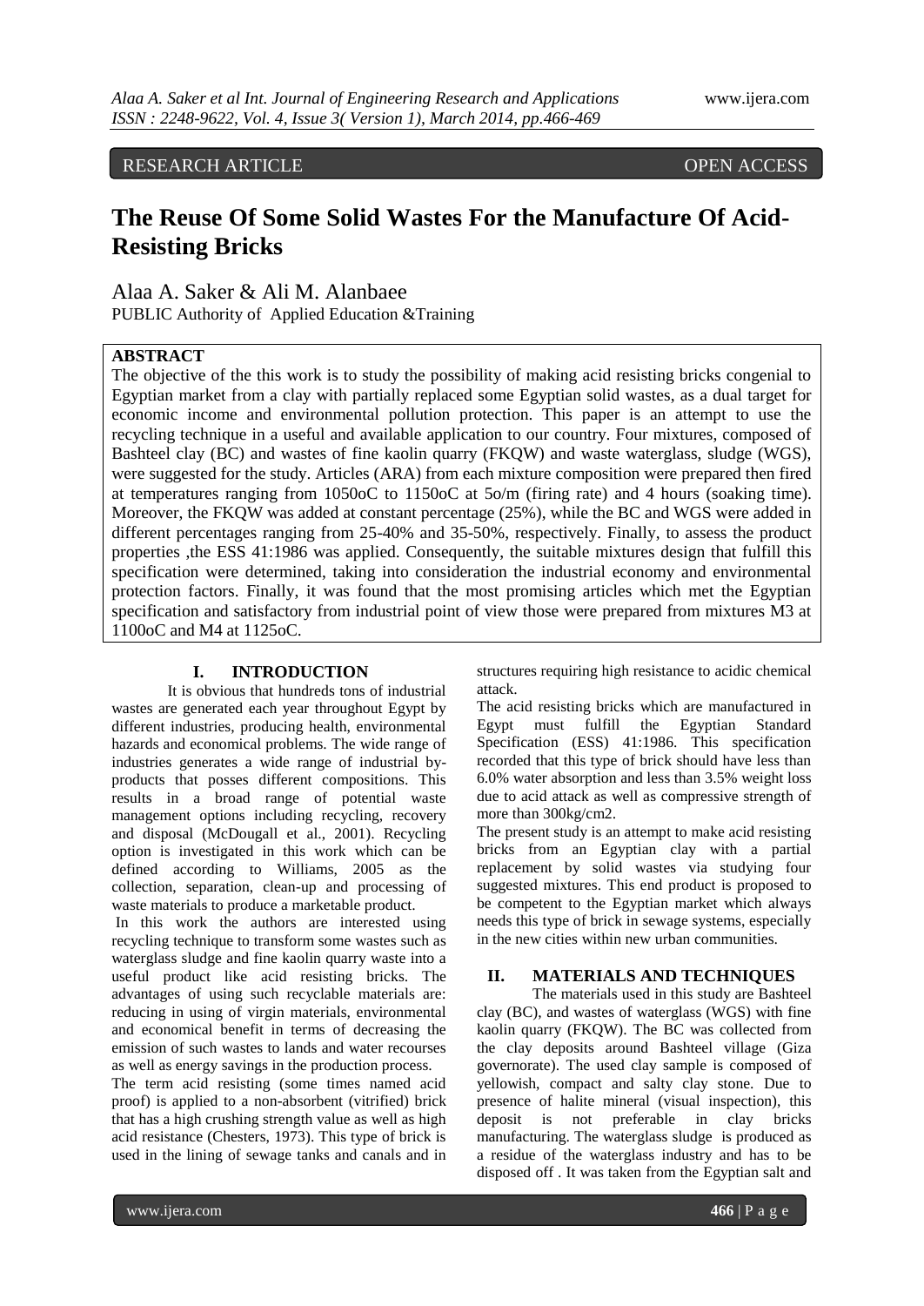RESEARCH ARTICLE OPEN ACCESS

# The Reuse Of Some Solid Wastes For the Manufacture Of Acid-Resisting Bricks

Alaa A. Saker & Ali M. Alanbaee

PUBLIC Authority of Applied Education &Training

**ABSTRACT**

The objective of the this work is to study the possibility of making acid resisting bricks congenial to Egyptian market from a clay with partially replaced some Egyptian solid wastes, as a dual target for economic income and environmental pollution protection. This paper is an attempt to use the recycling technique in a useful and available application to our country. Four mixtures, composed of Bashteel clay (BC) and wastes of fine kaolin quarry (FKQW) and waste waterglass, sludge (WGS), were suggested for the study. Articles (ARA) from each mixture composition were prepared then fired at temperatures ranging from 1050oC to 1150oC at 5o/m (firing rate) and 4 hours (soaking time). Moreover, the FKQW was added at constant percentage (25%), while the BC and WGS were added in different percentages ranging from 25-40% and 35-50%, respectively. Finally, to assess the product properties ,the ESS 41:1986 was applied. Consequently, the suitable mixtures design that fulfill this specification were determined, taking into consideration the industrial economy and environmental protection factors. Finally, it was found that the most promising articles which met the Egyptian specification and satisfactory from industrial point of view those were prepared from mixtures M3 at 1100oC and M4 at 1125oC.

## I. INTRODUCTION

It is obvious that hundreds tons of industrial wastes are generated each year throughout Egypt by different industries, producing health, environmental hazards and economical problems. The wide range of industries generates a wide range of industrial by-products that posses different compositions. This results in a broad range of potential waste management options including recycling, recovery and disposal (McDougall et al., 2001). Recycling option is investigated in this work which can be defined according to Williams, 2005 as the collection, separation, clean-up and processing of waste materials to produce a marketable product.

In this work the authors are interested using recycling technique to transform some wastes such as waterglass sludge and fine kaolin quarry waste into a useful product like acid resisting bricks. The advantages of using such recyclable materials are: reducing in using of virgin materials, environmental and economical benefit in terms of decreasing the emission of such wastes to lands and water recourses as well as energy savings in the production process.

The term acid resisting (some times named acid proof) is applied to a non-absorbent (vitrified) brick that has a high crushing strength value as well as high acid resistance (Chesters, 1973). This type of brick is used in the lining of sewage tanks and canals and in structures requiring high resistance to acidic chemical attack.

The acid resisting bricks which are manufactured in Egypt must fulfill the Egyptian Standard Specification (ESS) 41:1986. This specification recorded that this type of brick should have less than 6.0% water absorption and less than 3.5% weight loss due to acid attack as well as compressive strength of more than 300kg/cm2.

The present study is an attempt to make acid resisting bricks from an Egyptian clay with a partial replacement by solid wastes via studying four suggested mixtures. This end product is proposed to be competent to the Egyptian market which always needs this type of brick in sewage systems, especially in the new cities within new urban communities.

## II. MATERIALS AND TECHNIQUES

The materials used in this study are Bashteel clay (BC), and wastes of waterglass (WGS) with fine kaolin quarry (FKQW). The BC was collected from the clay deposits around Bashteel village (Giza governorate). The used clay sample is composed of yellowish, compact and salty clay stone. Due to presence of halite mineral (visual inspection), this deposit is not preferable in clay bricks manufacturing. The waterglass sludge is produced as a residue of the waterglass industry and has to be disposed off . It was taken from the Egyptian salt and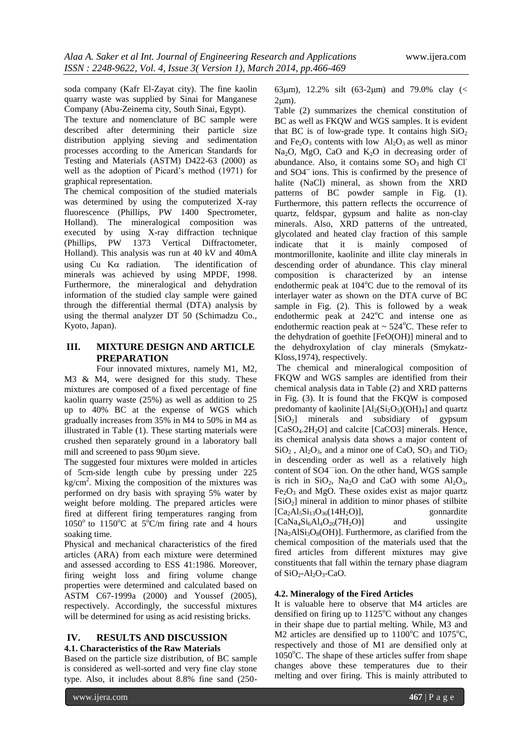soda company (Kafr El-Zayat city). The fine kaolin quarry waste was supplied by Sinai for Manganese Company (Abu-Zeinema city, South Sinai, Egypt).

The texture and nomenclature of BC sample were described after determining their particle size distribution applying sieving and sedimentation processes according to the American Standards for Testing and Materials (ASTM) D422-63 (2000) as well as the adoption of Picard's method (1971) for graphical representation.

The chemical composition of the studied materials was determined by using the computerized X-ray fluorescence (Phillips, PW 1400 Spectrometer, Holland). The mineralogical composition was executed by using X-ray diffraction technique (Phillips, PW 1373 Vertical Diffractometer, Holland). This analysis was run at 40 kV and 40mA using Cu K$\alpha$ radiation. The identification of minerals was achieved by using MPDF, 1998. Furthermore, the mineralogical and dehydration information of the studied clay sample were gained through the differential thermal (DTA) analysis by using the thermal analyzer DT 50 (Schimadzu Co., Kyoto, Japan).

## III. MIXTURE DESIGN AND ARTICLE PREPARATION

Four innovated mixtures, namely M1, M2, M3 & M4, were designed for this study. These mixtures are composed of a fixed percentage of fine kaolin quarry waste (25%) as well as addition to 25 up to 40% BC at the expense of WGS which gradually increases from 35% in M4 to 50% in M4 as illustrated in Table (1). These starting materials were crushed then separately ground in a laboratory ball mill and screened to pass 90μm sieve.

The suggested four mixtures were molded in articles of 5cm-side length cube by pressing under 225 kg/cm$^2$. Mixing the composition of the mixtures was performed on dry basis with spraying 5% water by weight before molding. The prepared articles were fired at different firing temperatures ranging from 1050$^o$ to 1150$^o$C at 5$^o$C/m firing rate and 4 hours soaking time.

Physical and mechanical characteristics of the fired articles (ARA) from each mixture were determined and assessed according to ESS 41:1986. Moreover, firing weight loss and firing volume change properties were determined and calculated based on ASTM C67-1999a (2000) and Youssef (2005), respectively. Accordingly, the successful mixtures will be determined for using as acid resisting bricks.

## IV. RESULTS AND DISCUSSION

### 4.1. Characteristics of the Raw Materials

Based on the particle size distribution, of BC sample is considered as well-sorted and very fine clay stone type. Also, it includes about 8.8% fine sand (250-63μm), 12.2% silt (63-2μm) and 79.0% clay (< 2μm).

Table (2) summarizes the chemical constitution of BC as well as FKQW and WGS samples. It is evident that BC is of low-grade type. It contains high $SiO_2$ and $Fe_2O_3$ contents with low $Al_2O_3$ as well as minor $Na_2O$, MgO, CaO and $K_2O$ in decreasing order of abundance. Also, it contains some $SO_3$ and high $Cl^-$ and $SO4^-$ ions. This is confirmed by the presence of halite (NaCl) mineral, as shown from the XRD patterns of BC powder sample in Fig. (1). Furthermore, this pattern reflects the occurrence of quartz, feldspar, gypsum and halite as non-clay minerals. Also, XRD patterns of the untreated, glycolated and heated clay fraction of this sample indicate that it is mainly composed of montmorillonite, kaolinite and illite clay minerals in descending order of abundance. This clay mineral composition is characterized by an intense endothermic peak at 104$^o$C due to the removal of its interlayer water as shown on the DTA curve of BC sample in Fig. (2). This is followed by a weak endothermic peak at 242$^o$C and intense one as endothermic reaction peak at ~ 524$^o$C. These refer to the dehydration of goethite [FeO(OH)] mineral and to the dehydroxylation of clay minerals (Smykatz-Kloss,1974), respectively.

The chemical and mineralogical composition of FKQW and WGS samples are identified from their chemical analysis data in Table (2) and XRD patterns in Fig. (3). It is found that the FKQW is composed predomanity of kaolinite [$Al_2(Si_2O_5)(OH)_4$] and quartz [$SiO_2$] minerals and subsidiary of gypsum [$CaSO_4.2H_2O$] and calcite [CaCO3] minerals. Hence, its chemical analysis data shows a major content of $SiO_2$ , $Al_2O_3$, and a minor one of CaO, $SO_3$ and $TiO_2$ in descending order as well as a relatively high content of $SO4^{-}$ion. On the other hand, WGS sample is rich in $SiO_2$, $Na_2O$ and CaO with some $Al_2O_3$, $Fe_2O_3$ and MgO. These oxides exist as major quartz [$SiO_2$] mineral in addition to minor phases of stilbite [$Ca_2Al_5Si_{13}O_{36}(14H_2O)$], gonnardite [$CaNa_4Si_6Al_4O_{20}(7H_2O)$] and ussingite [$Na_2AlSi_3O_8(OH)$]. Furthermore, as clarified from the chemical composition of the materials used that the fired articles from different mixtures may give constituents that fall within the ternary phase diagram of $SiO_2$-$Al_2O_3$-CaO.

### 4.2. Mineralogy of the Fired Articles

It is valuable here to observe that M4 articles are densified on firing up to 1125$^o$C without any changes in their shape due to partial melting. While, M3 and M2 articles are densified up to 1100$^o$C and 1075$^o$C, respectively and those of M1 are densified only at 1050$^o$C. The shape of these articles suffer from shape changes above these temperatures due to their melting and over firing. This is mainly attributed to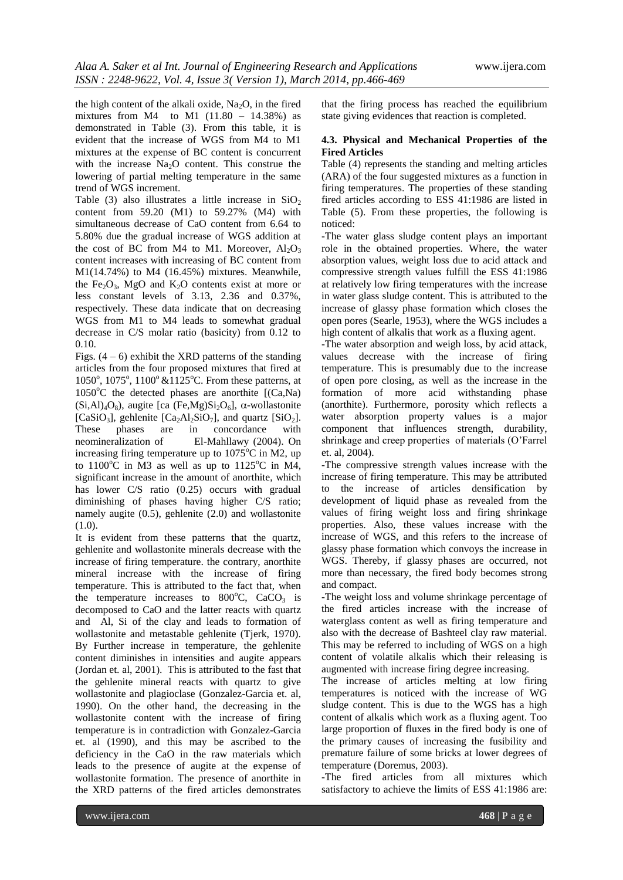the high content of the alkali oxide, $Na_2O$, in the fired mixtures from M4 to M1 (11.80 – 14.38%) as demonstrated in Table (3). From this table, it is evident that the increase of WGS from M4 to M1 mixtures at the expense of BC content is concurrent with the increase $Na_2O$ content. This construe the lowering of partial melting temperature in the same trend of WGS increment.

Table (3) also illustrates a little increase in $SiO_2$ content from 59.20 (M1) to 59.27% (M4) with simultaneous decrease of CaO content from 6.64 to 5.80% due the gradual increase of WGS addition at the cost of BC from M4 to M1. Moreover, $Al_2O_3$ content increases with increasing of BC content from M1(14.74%) to M4 (16.45%) mixtures. Meanwhile, the $Fe_2O_3$, MgO and $K_2O$ contents exist at more or less constant levels of 3.13, 2.36 and 0.37%, respectively. These data indicate that on decreasing WGS from M1 to M4 leads to somewhat gradual decrease in C/S molar ratio (basicity) from 0.12 to 0.10.

Figs. (4 – 6) exhibit the XRD patterns of the standing articles from the four proposed mixtures that fired at 1050°, 1075°, 1100° &1125°C. From these patterns, at 1050°C the detected phases are anorthite [(Ca,Na) $(Si,Al)_4O_8$), augite [ca $(Fe,Mg)Si_2O_6$], α-wollastonite [$CaSiO_3$], gehlenite [$Ca_2Al_2SiO_7$], and quartz [$SiO_2$]. These phases are in concordance with neomineralization of El-Mahllawy (2004). On increasing firing temperature up to 1075°C in M2, up to 1100°C in M3 as well as up to 1125°C in M4, significant increase in the amount of anorthite, which has lower C/S ratio (0.25) occurs with gradual diminishing of phases having higher C/S ratio; namely augite (0.5), gehlenite (2.0) and wollastonite (1.0).

It is evident from these patterns that the quartz, gehlenite and wollastonite minerals decrease with the increase of firing temperature. the contrary, anorthite mineral increase with the increase of firing temperature. This is attributed to the fact that, when the temperature increases to 800°C, $CaCO_3$ is decomposed to CaO and the latter reacts with quartz and Al, Si of the clay and leads to formation of wollastonite and metastable gehlenite (Tjerk, 1970). By Further increase in temperature, the gehlenite content diminishes in intensities and augite appears (Jordan et. al, 2001). This is attributed to the fast that the gehlenite mineral reacts with quartz to give wollastonite and plagioclase (Gonzalez-Garcia et. al, 1990). On the other hand, the decreasing in the wollastonite content with the increase of firing temperature is in contradiction with Gonzalez-Garcia et. al (1990), and this may be ascribed to the deficiency in the CaO in the raw materials which leads to the presence of augite at the expense of wollastonite formation. The presence of anorthite in the XRD patterns of the fired articles demonstrates that the firing process has reached the equilibrium state giving evidences that reaction is completed.

#### 4.3. Physical and Mechanical Properties of the Fired Articles

Table (4) represents the standing and melting articles (ARA) of the four suggested mixtures as a function in firing temperatures. The properties of these standing fired articles according to ESS 41:1986 are listed in Table (5). From these properties, the following is noticed:

-The water glass sludge content plays an important role in the obtained properties. Where, the water absorption values, weight loss due to acid attack and compressive strength values fulfill the ESS 41:1986 at relatively low firing temperatures with the increase in water glass sludge content. This is attributed to the increase of glassy phase formation which closes the open pores (Searle, 1953), where the WGS includes a high content of alkalis that work as a fluxing agent.

-The water absorption and weigh loss, by acid attack, values decrease with the increase of firing temperature. This is presumably due to the increase of open pore closing, as well as the increase in the formation of more acid withstanding phase (anorthite). Furthermore, porosity which reflects a water absorption property values is a major component that influences strength, durability, shrinkage and creep properties of materials (O'Farrel et. al, 2004).

-The compressive strength values increase with the increase of firing temperature. This may be attributed to the increase of articles densification by development of liquid phase as revealed from the values of firing weight loss and firing shrinkage properties. Also, these values increase with the increase of WGS, and this refers to the increase of glassy phase formation which convoys the increase in WGS. Thereby, if glassy phases are occurred, not more than necessary, the fired body becomes strong and compact.

-The weight loss and volume shrinkage percentage of the fired articles increase with the increase of waterglass content as well as firing temperature and also with the decrease of Bashteel clay raw material. This may be referred to including of WGS on a high content of volatile alkalis which their releasing is augmented with increase firing degree increasing.

The increase of articles melting at low firing temperatures is noticed with the increase of WG sludge content. This is due to the WGS has a high content of alkalis which work as a fluxing agent. Too large proportion of fluxes in the fired body is one of the primary causes of increasing the fusibility and premature failure of some bricks at lower degrees of temperature (Doremus, 2003).

-The fired articles from all mixtures which satisfactory to achieve the limits of ESS 41:1986 are: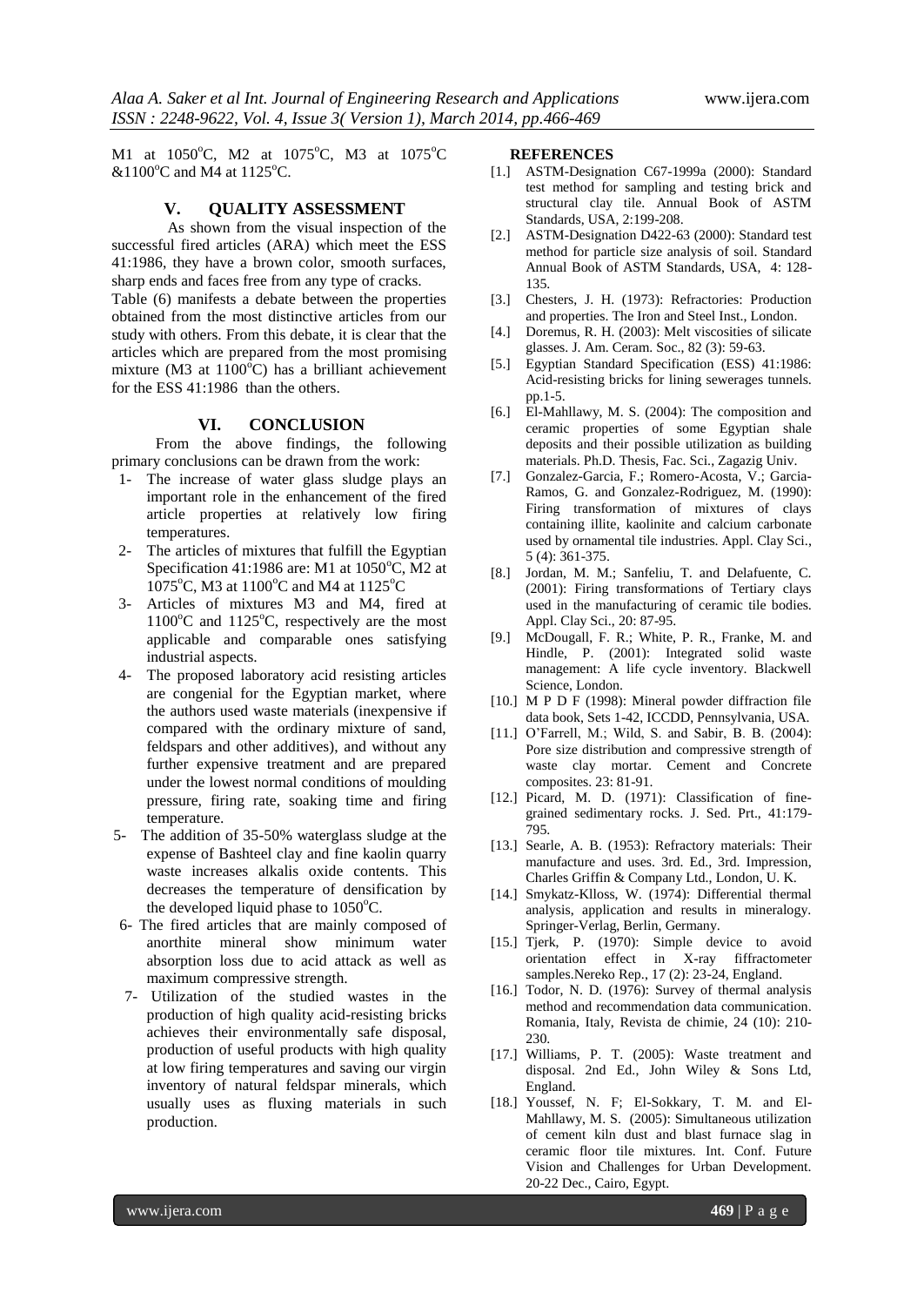M1 at 1050°C, M2 at 1075°C, M3 at 1075°C &1100°C and M4 at 1125°C.

## V. QUALITY ASSESSMENT

As shown from the visual inspection of the successful fired articles (ARA) which meet the ESS 41:1986, they have a brown color, smooth surfaces, sharp ends and faces free from any type of cracks.

Table (6) manifests a debate between the properties obtained from the most distinctive articles from our study with others. From this debate, it is clear that the articles which are prepared from the most promising mixture (M3 at 1100°C) has a brilliant achievement for the ESS 41:1986 than the others.

## VI. CONCLUSION

From the above findings, the following primary conclusions can be drawn from the work:

1- The increase of water glass sludge plays an important role in the enhancement of the fired article properties at relatively low firing temperatures.
2- The articles of mixtures that fulfill the Egyptian Specification 41:1986 are: M1 at 1050°C, M2 at 1075°C, M3 at 1100°C and M4 at 1125°C
3- Articles of mixtures M3 and M4, fired at 1100°C and 1125°C, respectively are the most applicable and comparable ones satisfying industrial aspects.
4- The proposed laboratory acid resisting articles are congenial for the Egyptian market, where the authors used waste materials (inexpensive if compared with the ordinary mixture of sand, feldspars and other additives), and without any further expensive treatment and are prepared under the lowest normal conditions of moulding pressure, firing rate, soaking time and firing temperature.
5- The addition of 35-50% waterglass sludge at the expense of Bashteel clay and fine kaolin quarry waste increases alkalis oxide contents. This decreases the temperature of densification by the developed liquid phase to 1050°C.
6- The fired articles that are mainly composed of anorthite mineral show minimum water absorption loss due to acid attack as well as maximum compressive strength.
7- Utilization of the studied wastes in the production of high quality acid-resisting bricks achieves their environmentally safe disposal, production of useful products with high quality at low firing temperatures and saving our virgin inventory of natural feldspar minerals, which usually uses as fluxing materials in such production.

## REFERENCES

[1.] ASTM-Designation C67-1999a (2000): Standard test method for sampling and testing brick and structural clay tile. Annual Book of ASTM Standards, USA, 2:199-208.

[2.] ASTM-Designation D422-63 (2000): Standard test method for particle size analysis of soil. Standard Annual Book of ASTM Standards, USA, 4: 128-135.

[3.] Chesters, J. H. (1973): Refractories: Production and properties. The Iron and Steel Inst., London.

[4.] Doremus, R. H. (2003): Melt viscosities of silicate glasses. J. Am. Ceram. Soc., 82 (3): 59-63.

[5.] Egyptian Standard Specification (ESS) 41:1986: Acid-resisting bricks for lining sewerages tunnels. pp.1-5.

[6.] El-Mahllawy, M. S. (2004): The composition and ceramic properties of some Egyptian shale deposits and their possible utilization as building materials. Ph.D. Thesis, Fac. Sci., Zagazig Univ.

[7.] Gonzalez-Garcia, F.; Romero-Acosta, V.; Garcia-Ramos, G. and Gonzalez-Rodriguez, M. (1990): Firing transformation of mixtures of clays containing illite, kaolinite and calcium carbonate used by ornamental tile industries. Appl. Clay Sci., 5 (4): 361-375.

[8.] Jordan, M. M.; Sanfeliu, T. and Delafuente, C. (2001): Firing transformations of Tertiary clays used in the manufacturing of ceramic tile bodies. Appl. Clay Sci., 20: 87-95.

[9.] McDougall, F. R.; White, P. R., Franke, M. and Hindle, P. (2001): Integrated solid waste management: A life cycle inventory. Blackwell Science, London.

[10.] M P D F (1998): Mineral powder diffraction file data book, Sets 1-42, ICCDD, Pennsylvania, USA.

[11.] O'Farrell, M.; Wild, S. and Sabir, B. B. (2004): Pore size distribution and compressive strength of waste clay mortar. Cement and Concrete composites. 23: 81-91.

[12.] Picard, M. D. (1971): Classification of fine-grained sedimentary rocks. J. Sed. Prt., 41:179-795.

[13.] Searle, A. B. (1953): Refractory materials: Their manufacture and uses. 3rd. Ed., 3rd. Impression, Charles Griffin & Company Ltd., London, U. K.

[14.] Smykatz-Klloss, W. (1974): Differential thermal analysis, application and results in mineralogy. Springer-Verlag, Berlin, Germany.

[15.] Tjerk, P. (1970): Simple device to avoid orientation effect in X-ray fiffractometer samples.Nereko Rep., 17 (2): 23-24, England.

[16.] Todor, N. D. (1976): Survey of thermal analysis method and recommendation data communication. Romania, Italy, Revista de chimie, 24 (10): 210-230.

[17.] Williams, P. T. (2005): Waste treatment and disposal. 2nd Ed., John Wiley & Sons Ltd, England.

[18.] Youssef, N. F; El-Sokkary, T. M. and El-Mahllawy, M. S. (2005): Simultaneous utilization of cement kiln dust and blast furnace slag in ceramic floor tile mixtures. Int. Conf. Future Vision and Challenges for Urban Development. 20-22 Dec., Cairo, Egypt.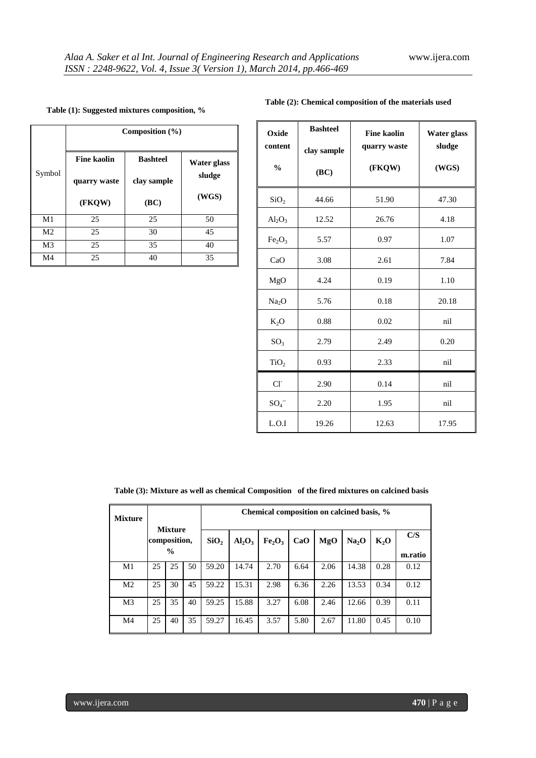**Table (1): Suggested mixtures composition, %**

| Symbol | Composition (%) | | |
|---|---|---|---|
| | Fine kaolin quarry waste (FKQW) | Bashteel clay sample (BC) | Water glass sludge (WGS) |
| M1 | 25 | 25 | 50 |
| M2 | 25 | 30 | 45 |
| M3 | 25 | 35 | 40 |
| M4 | 25 | 40 | 35 |

**Table (2): Chemical composition of the materials used**

| Oxide content % | Bashteel clay sample (BC) | Fine kaolin quarry waste (FKQW) | Water glass sludge (WGS) |
|---|---|---|---|
| $SiO_2$ | 44.66 | 51.90 | 47.30 |
| $Al_2O_3$ | 12.52 | 26.76 | 4.18 |
| $Fe_2O_3$ | 5.57 | 0.97 | 1.07 |
| CaO | 3.08 | 2.61 | 7.84 |
| MgO | 4.24 | 0.19 | 1.10 |
| $Na_2O$ | 5.76 | 0.18 | 20.18 |
| $K_2O$ | 0.88 | 0.02 | nil |
| $SO_3$ | 2.79 | 2.49 | 0.20 |
| $TiO_2$ | 0.93 | 2.33 | nil |
| $Cl^-$ | 2.90 | 0.14 | nil |
| $SO_4^{--}$ | 2.20 | 1.95 | nil |
| L.O.I | 19.26 | 12.63 | 17.95 |

**Table (3): Mixture as well as chemical Composition of the fired mixtures on calcined basis**

| Mixture | Mixture composition, % | | | Chemical composition on calcined basis, % | | | | | | | |
|---|---|---|---|---|---|---|---|---|---|---|---|
| | | | | $SiO_2$ | $Al_2O_3$ | $Fe_2O_3$ | CaO | MgO | $Na_2O$ | $K_2O$ | C/S m.ratio |
| M1 | 25 | 25 | 50 | 59.20 | 14.74 | 2.70 | 6.64 | 2.06 | 14.38 | 0.28 | 0.12 |
| M2 | 25 | 30 | 45 | 59.22 | 15.31 | 2.98 | 6.36 | 2.26 | 13.53 | 0.34 | 0.12 |
| M3 | 25 | 35 | 40 | 59.25 | 15.88 | 3.27 | 6.08 | 2.46 | 12.66 | 0.39 | 0.11 |
| M4 | 25 | 40 | 35 | 59.27 | 16.45 | 3.57 | 5.80 | 2.67 | 11.80 | 0.45 | 0.10 |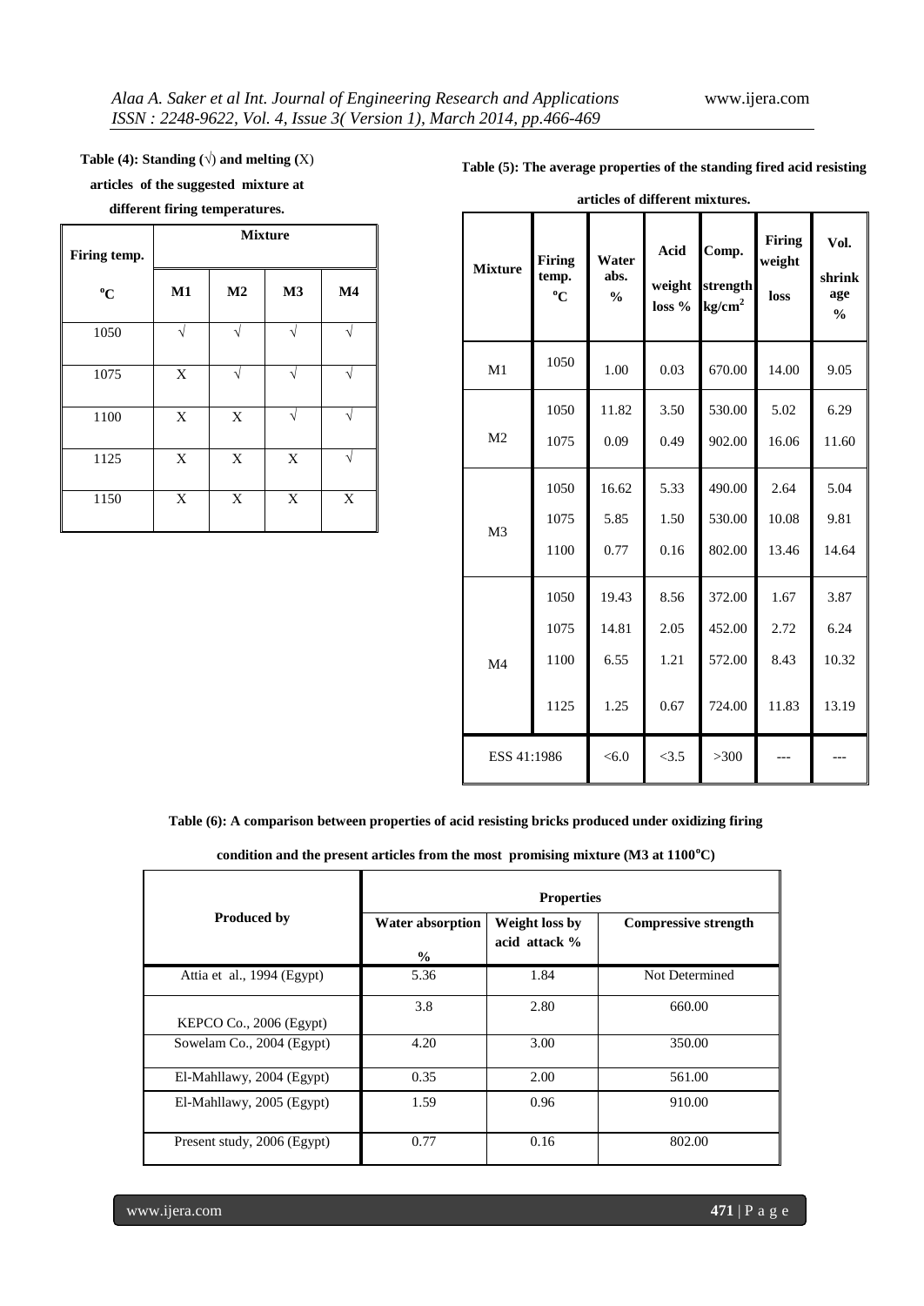**Table (4): Standing (√) and melting (X) articles of the suggested mixture at different firing temperatures.**

| Firing temp. °C | Mixture | | | |
|---|---|---|---|---|
| | M1 | M2 | M3 | M4 |
| 1050 | √ | √ | √ | √ |
| 1075 | X | √ | √ | √ |
| 1100 | X | X | √ | √ |
| 1125 | X | X | X | √ |
| 1150 | X | X | X | X |

**Table (5): The average properties of the standing fired acid resisting articles of different mixtures.**

| Mixture | Firing temp. °C | Water abs. % | Acid weight loss % | Comp. strength $kg/cm^2$ | Firing weight loss | Vol. shrinkage % |
|---|---|---|---|---|---|---|
| M1 | 1050 | 1.00 | 0.03 | 670.00 | 14.00 | 9.05 |
| M2 | 1050 | 11.82 | 3.50 | 530.00 | 5.02 | 6.29 |
| | 1075 | 0.09 | 0.49 | 902.00 | 16.06 | 11.60 |
| M3 | 1050 | 16.62 | 5.33 | 490.00 | 2.64 | 5.04 |
| | 1075 | 5.85 | 1.50 | 530.00 | 10.08 | 9.81 |
| | 1100 | 0.77 | 0.16 | 802.00 | 13.46 | 14.64 |
| M4 | 1050 | 19.43 | 8.56 | 372.00 | 1.67 | 3.87 |
| | 1075 | 14.81 | 2.05 | 452.00 | 2.72 | 6.24 |
| | 1100 | 6.55 | 1.21 | 572.00 | 8.43 | 10.32 |
| | 1125 | 1.25 | 0.67 | 724.00 | 11.83 | 13.19 |
| ESS 41:1986 | | <6.0 | <3.5 | >300 | --- | --- |

**Table (6): A comparison between properties of acid resisting bricks produced under oxidizing firing condition and the present articles from the most promising mixture (M3 at 1100°C)**

| Produced by | Properties | | |
|---|---|---|---|
| | Water absorption % | Weight loss by acid attack % | Compressive strength |
| Attia et al., 1994 (Egypt) | 5.36 | 1.84 | Not Determined |
| KEPCO Co., 2006 (Egypt) | 3.8 | 2.80 | 660.00 |
| Sowelam Co., 2004 (Egypt) | 4.20 | 3.00 | 350.00 |
| El-Mahllawy, 2004 (Egypt) | 0.35 | 2.00 | 561.00 |
| El-Mahllawy, 2005 (Egypt) | 1.59 | 0.96 | 910.00 |
| Present study, 2006 (Egypt) | 0.77 | 0.16 | 802.00 |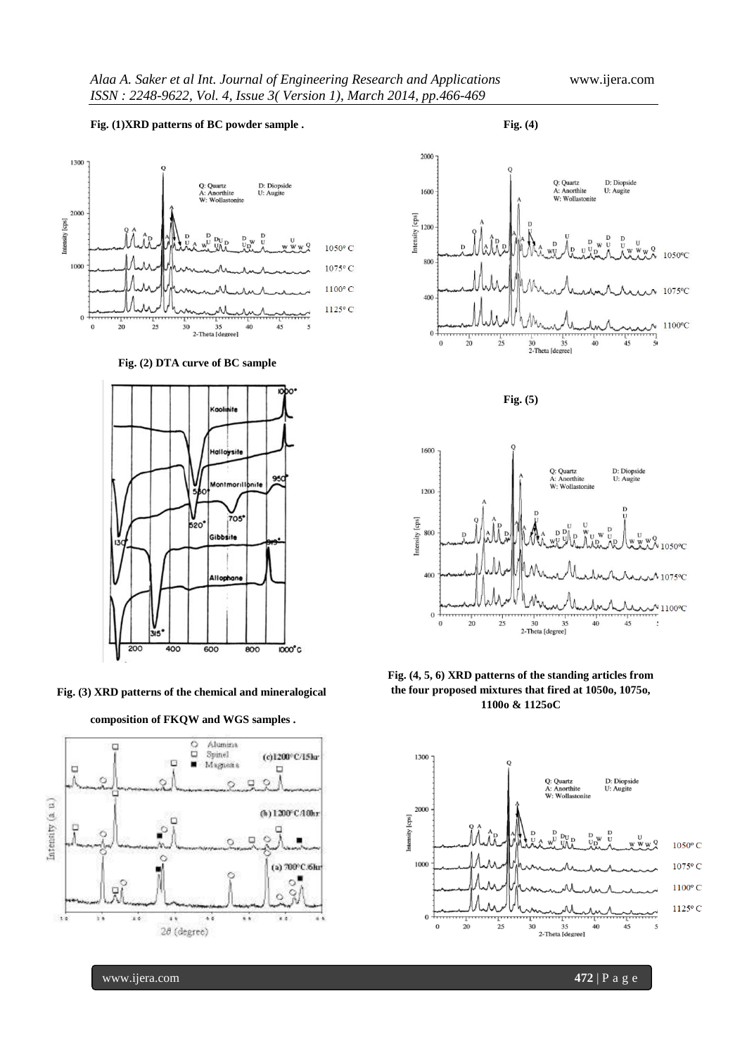**Fig. (1)XRD patterns of BC powder sample .**

1300
2000
1000
0
Intensity [cps]
Q: Quartz
A: Anorthite
W: Wollastonite
D: Diopside
U: Augite
1050° C
1075° C
1100° C
1125° C
0 20 25 30 35 40 45
2-Theta [degree]

**Fig. (2) DTA curve of BC sample**

Kaolinite
Halloysite
Montmorillonite
Gibbsite
Allophane
1000°
950°
915°
550°
520°
705°
130°
315°
200 400 600 800 1000°C

**Fig. (3) XRD patterns of the chemical and mineralogical composition of FKQW and WGS samples .**

Alumina
Spinel
Magnesia
(c)1200°C/15hr
(b) 1200°C/10hr
(a) 700°C/6hr
Intensity (a.u.)
2θ (degree)

**Fig. (4)**

2000
1600
1200
800
400
0
Intensity [cps]
Q: Quartz
A: Anorthite
W: Wollastonite
D: Diopside
U: Augite
1050°C
1075°C
1100°C
0 20 25 30 35 40 45
2-Theta [degree]

**Fig. (5)**

1600
1200
800
400
0
Intensity [cps]
Q: Quartz
A: Anorthite
W: Wollastonite
D: Diopside
U: Augite
1050°C
1075°C
1100°C
0 20 25 30 35 40 45
2-Theta [degree]

**Fig. (4, 5, 6) XRD patterns of the standing articles from the four proposed mixtures that fired at 1050o, 1075o, 1100o & 1125oC**

1300
2000
1000
0
Intensity [cps]
Q: Quartz
A: Anorthite
W: Wollastonite
D: Diopside
U: Augite
1050° C
1075° C
1100° C
1125° C
0 20 25 30 35 40 45
2-Theta [degree]